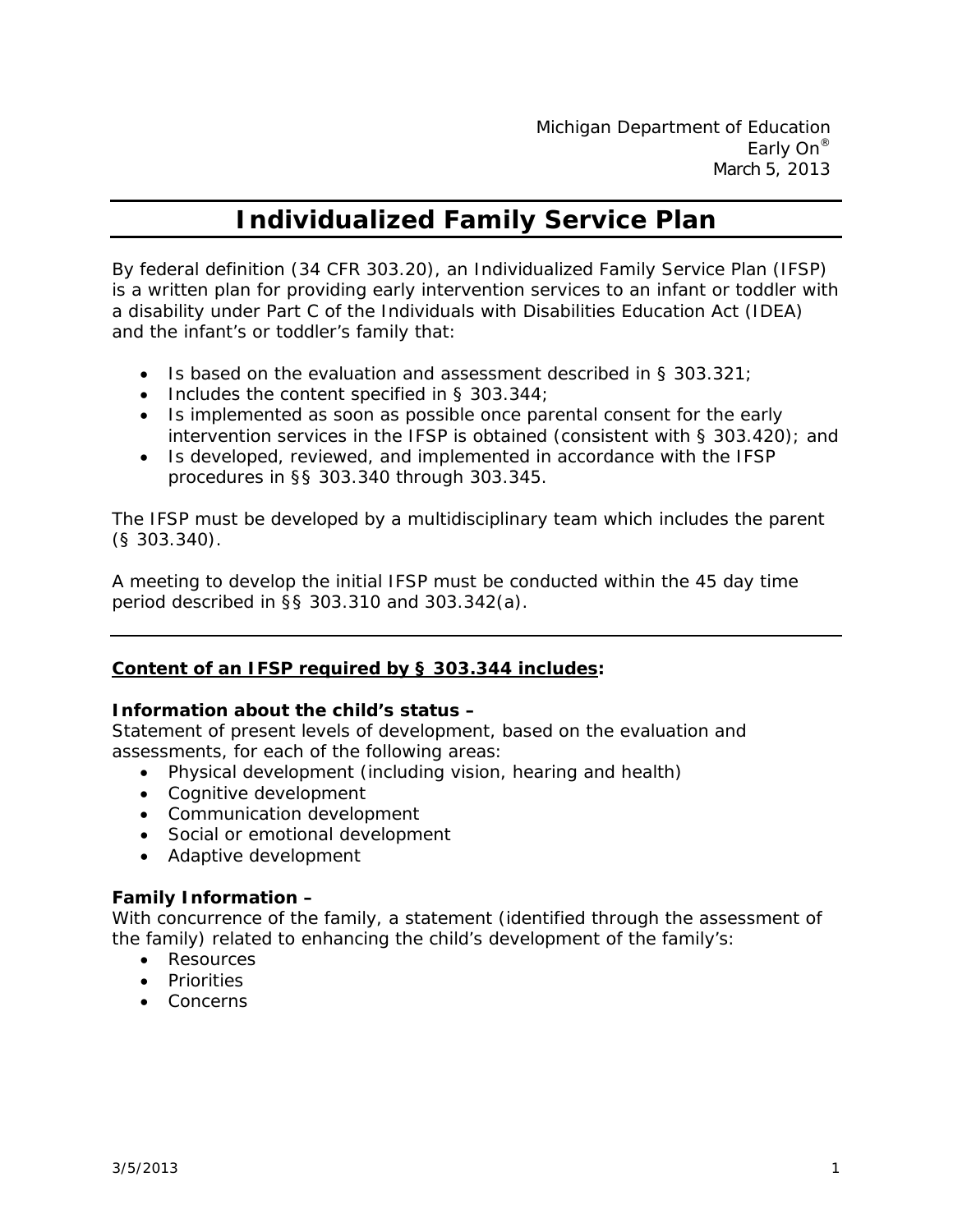Michigan Department of Education
Early On®
March 5, 2013

# Individualized Family Service Plan

By federal definition (34 CFR 303.20), an Individualized Family Service Plan (IFSP) is a written plan for providing early intervention services to an infant or toddler with a disability under Part C of the Individuals with Disabilities Education Act (IDEA) and the infant's or toddler's family that:

- Is based on the evaluation and assessment described in § 303.321;
- Includes the content specified in § 303.344;
- Is implemented as soon as possible once parental consent for the early intervention services in the IFSP is obtained (consistent with § 303.420); and
- Is developed, reviewed, and implemented in accordance with the IFSP procedures in §§ 303.340 through 303.345.

The IFSP must be developed by a multidisciplinary team which includes the parent (§ 303.340).

A meeting to develop the initial IFSP must be conducted within the 45 day time period described in §§ 303.310 and 303.342(a).

---

**Content of an IFSP required by § 303.344 includes:**

**Information about the child's status –**
Statement of present levels of development, based on the evaluation and assessments, for each of the following areas:

- Physical development (including vision, hearing and health)
- Cognitive development
- Communication development
- Social or emotional development
- Adaptive development

**Family Information –**
With concurrence of the family, a statement (identified through the assessment of the family) related to enhancing the child's development of the family's:

- Resources
- Priorities
- Concerns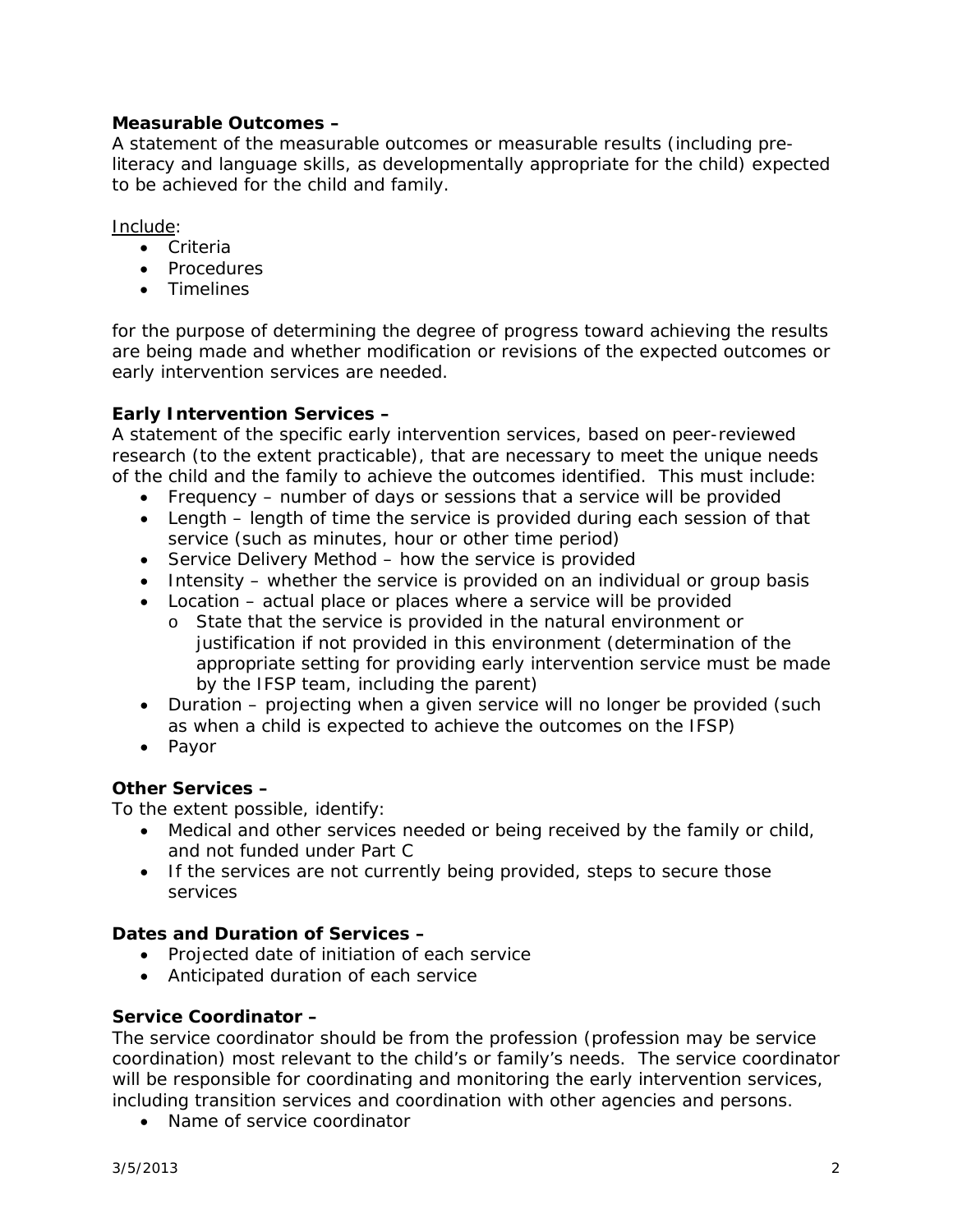**Measurable Outcomes –**
A statement of the measurable outcomes or measurable results (including pre-literacy and language skills, as developmentally appropriate for the child) expected to be achieved for the child and family.

Include:

- Criteria
- Procedures
- Timelines

for the purpose of determining the degree of progress toward achieving the results are being made and whether modification or revisions of the expected outcomes or early intervention services are needed.

**Early Intervention Services –**
A statement of the specific early intervention services, based on peer-reviewed research (to the extent practicable), that are necessary to meet the unique needs of the child and the family to achieve the outcomes identified. This must include:

- Frequency – number of days or sessions that a service will be provided
- Length – length of time the service is provided during each session of that service (such as minutes, hour or other time period)
- Service Delivery Method – how the service is provided
- Intensity – whether the service is provided on an individual or group basis
- Location – actual place or places where a service will be provided
  - State that the service is provided in the natural environment or justification if not provided in this environment (determination of the appropriate setting for providing early intervention service must be made by the IFSP team, including the parent)
- Duration – projecting when a given service will no longer be provided (such as when a child is expected to achieve the outcomes on the IFSP)
- Payor

**Other Services –**
To the extent possible, identify:

- Medical and other services needed or being received by the family or child, and not funded under Part C
- If the services are not currently being provided, steps to secure those services

**Dates and Duration of Services –**

- Projected date of initiation of each service
- Anticipated duration of each service

**Service Coordinator –**
The service coordinator should be from the profession (profession may be service coordination) most relevant to the child's or family's needs. The service coordinator will be responsible for coordinating and monitoring the early intervention services, including transition services and coordination with other agencies and persons.

- Name of service coordinator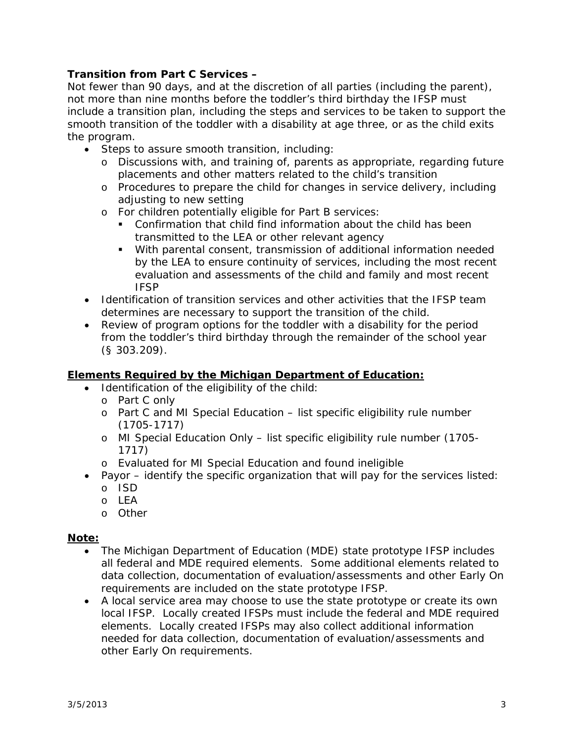**Transition from Part C Services –**
Not fewer than 90 days, and at the discretion of all parties (including the parent), not more than nine months before the toddler's third birthday the IFSP must include a transition plan, including the steps and services to be taken to support the smooth transition of the toddler with a disability at age three, or as the child exits the program.

- Steps to assure smooth transition, including:
    - Discussions with, and training of, parents as appropriate, regarding future placements and other matters related to the child's transition
    - Procedures to prepare the child for changes in service delivery, including adjusting to new setting
    - For children potentially eligible for Part B services:
        - Confirmation that child find information about the child has been transmitted to the LEA or other relevant agency
        - With parental consent, transmission of additional information needed by the LEA to ensure continuity of services, including the most recent evaluation and assessments of the child and family and most recent IFSP
- Identification of transition services and other activities that the IFSP team determines are necessary to support the transition of the child.
- Review of program options for the toddler with a disability for the period from the toddler's third birthday through the remainder of the school year (§ 303.209).

**<u>Elements Required by the Michigan Department of Education:</u>**

- Identification of the eligibility of the child:
    - Part C only
    - Part C and MI Special Education – list specific eligibility rule number (1705-1717)
    - MI Special Education Only – list specific eligibility rule number (1705-1717)
    - Evaluated for MI Special Education and found ineligible
- Payor – identify the specific organization that will pay for the services listed:
    - ISD
    - LEA
    - Other

**<u>Note:</u>**

- The Michigan Department of Education (MDE) state prototype IFSP includes all federal and MDE required elements. Some additional elements related to data collection, documentation of evaluation/assessments and other Early On requirements are included on the state prototype IFSP.
- A local service area may choose to use the state prototype or create its own local IFSP. Locally created IFSPs must include the federal and MDE required elements. Locally created IFSPs may also collect additional information needed for data collection, documentation of evaluation/assessments and other Early On requirements.